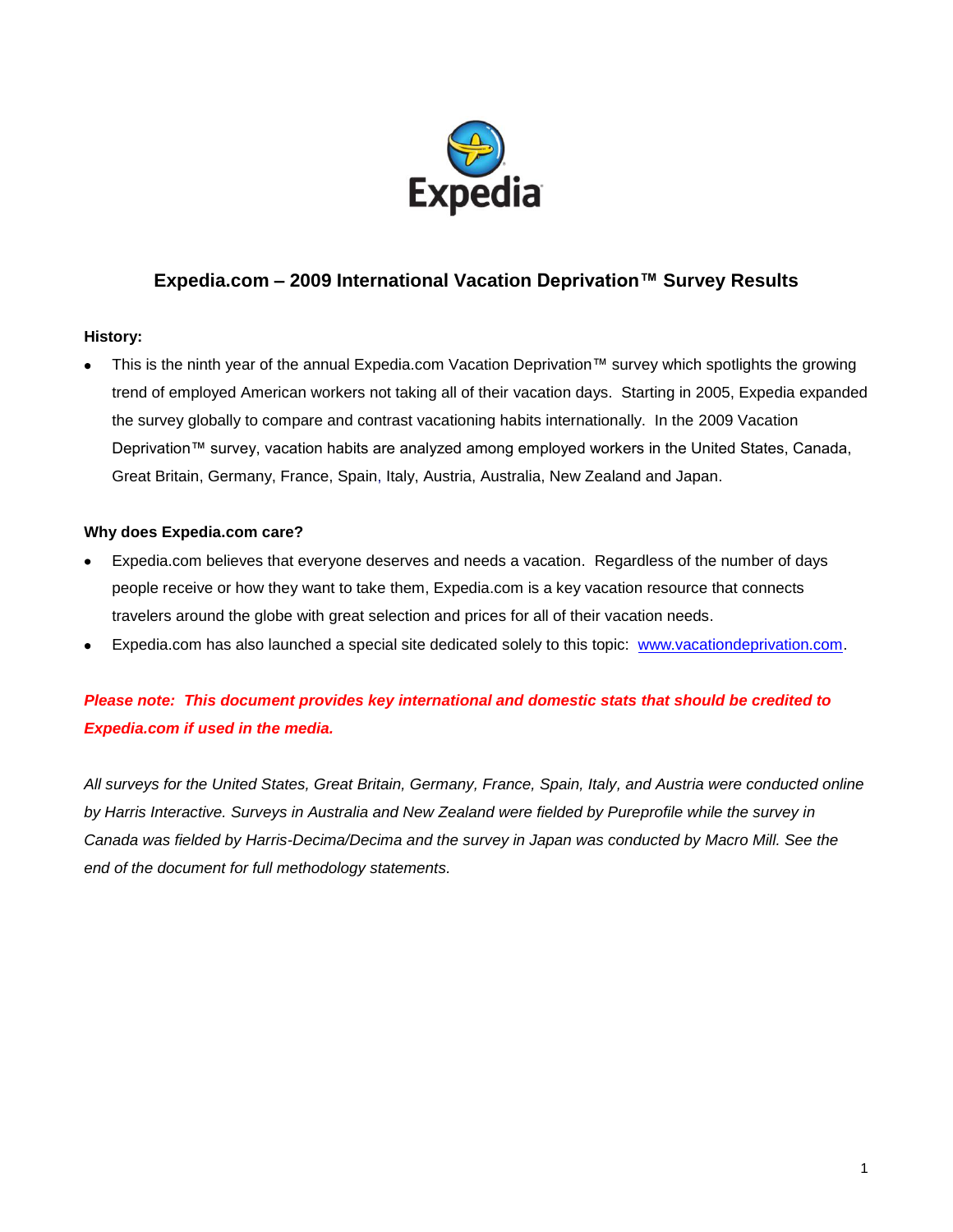# Expedia.com – 2009 International Vacation Deprivation™ Survey Results

**History:**

- This is the ninth year of the annual Expedia.com Vacation Deprivation™ survey which spotlights the growing trend of employed American workers not taking all of their vacation days. Starting in 2005, Expedia expanded the survey globally to compare and contrast vacationing habits internationally. In the 2009 Vacation Deprivation™ survey, vacation habits are analyzed among employed workers in the United States, Canada, Great Britain, Germany, France, Spain, Italy, Austria, Australia, New Zealand and Japan.

**Why does Expedia.com care?**

- Expedia.com believes that everyone deserves and needs a vacation. Regardless of the number of days people receive or how they want to take them, Expedia.com is a key vacation resource that connects travelers around the globe with great selection and prices for all of their vacation needs.
- Expedia.com has also launched a special site dedicated solely to this topic: www.vacationdeprivation.com.

***Please note: This document provides key international and domestic stats that should be credited to Expedia.com if used in the media.***

*All surveys for the United States, Great Britain, Germany, France, Spain, Italy, and Austria were conducted online by Harris Interactive. Surveys in Australia and New Zealand were fielded by Pureprofile while the survey in Canada was fielded by Harris-Decima/Decima and the survey in Japan was conducted by Macro Mill. See the end of the document for full methodology statements.*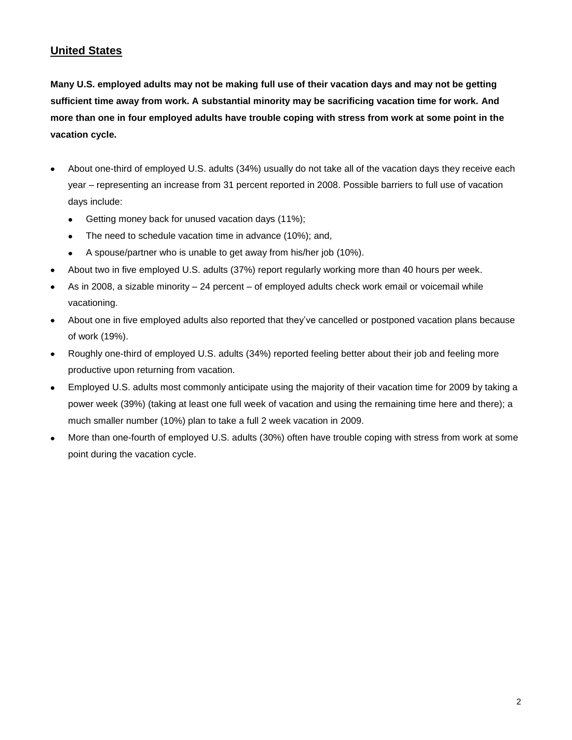## United States

**Many U.S. employed adults may not be making full use of their vacation days and may not be getting sufficient time away from work. A substantial minority may be sacrificing vacation time for work. And more than one in four employed adults have trouble coping with stress from work at some point in the vacation cycle.**

- About one-third of employed U.S. adults (34%) usually do not take all of the vacation days they receive each year – representing an increase from 31 percent reported in 2008. Possible barriers to full use of vacation days include:
  - Getting money back for unused vacation days (11%);
  - The need to schedule vacation time in advance (10%); and,
  - A spouse/partner who is unable to get away from his/her job (10%).
- About two in five employed U.S. adults (37%) report regularly working more than 40 hours per week.
- As in 2008, a sizable minority – 24 percent – of employed adults check work email or voicemail while vacationing.
- About one in five employed adults also reported that they've cancelled or postponed vacation plans because of work (19%).
- Roughly one-third of employed U.S. adults (34%) reported feeling better about their job and feeling more productive upon returning from vacation.
- Employed U.S. adults most commonly anticipate using the majority of their vacation time for 2009 by taking a power week (39%) (taking at least one full week of vacation and using the remaining time here and there); a much smaller number (10%) plan to take a full 2 week vacation in 2009.
- More than one-fourth of employed U.S. adults (30%) often have trouble coping with stress from work at some point during the vacation cycle.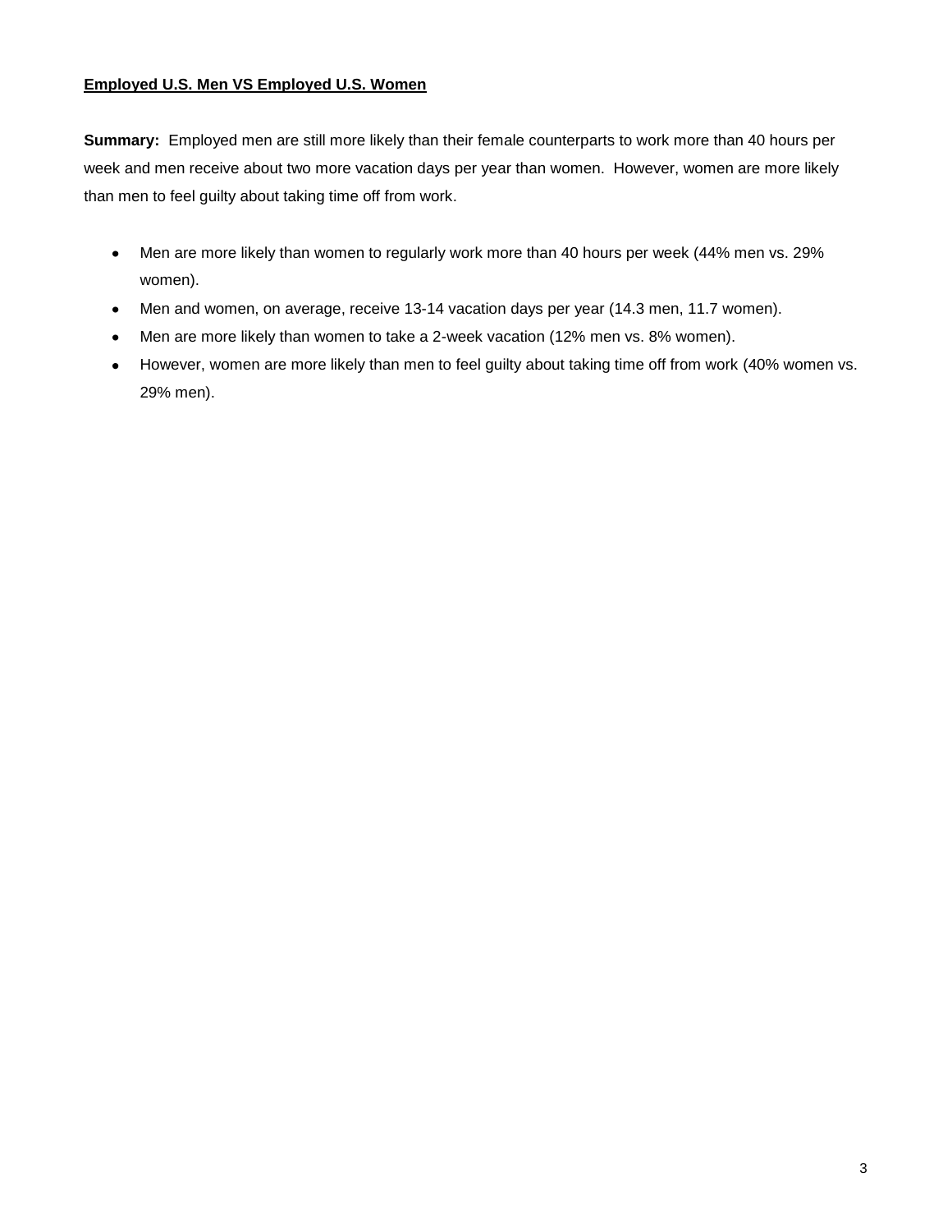## Employed U.S. Men VS Employed U.S. Women

**Summary:** Employed men are still more likely than their female counterparts to work more than 40 hours per week and men receive about two more vacation days per year than women. However, women are more likely than men to feel guilty about taking time off from work.

- Men are more likely than women to regularly work more than 40 hours per week (44% men vs. 29% women).
- Men and women, on average, receive 13-14 vacation days per year (14.3 men, 11.7 women).
- Men are more likely than women to take a 2-week vacation (12% men vs. 8% women).
- However, women are more likely than men to feel guilty about taking time off from work (40% women vs. 29% men).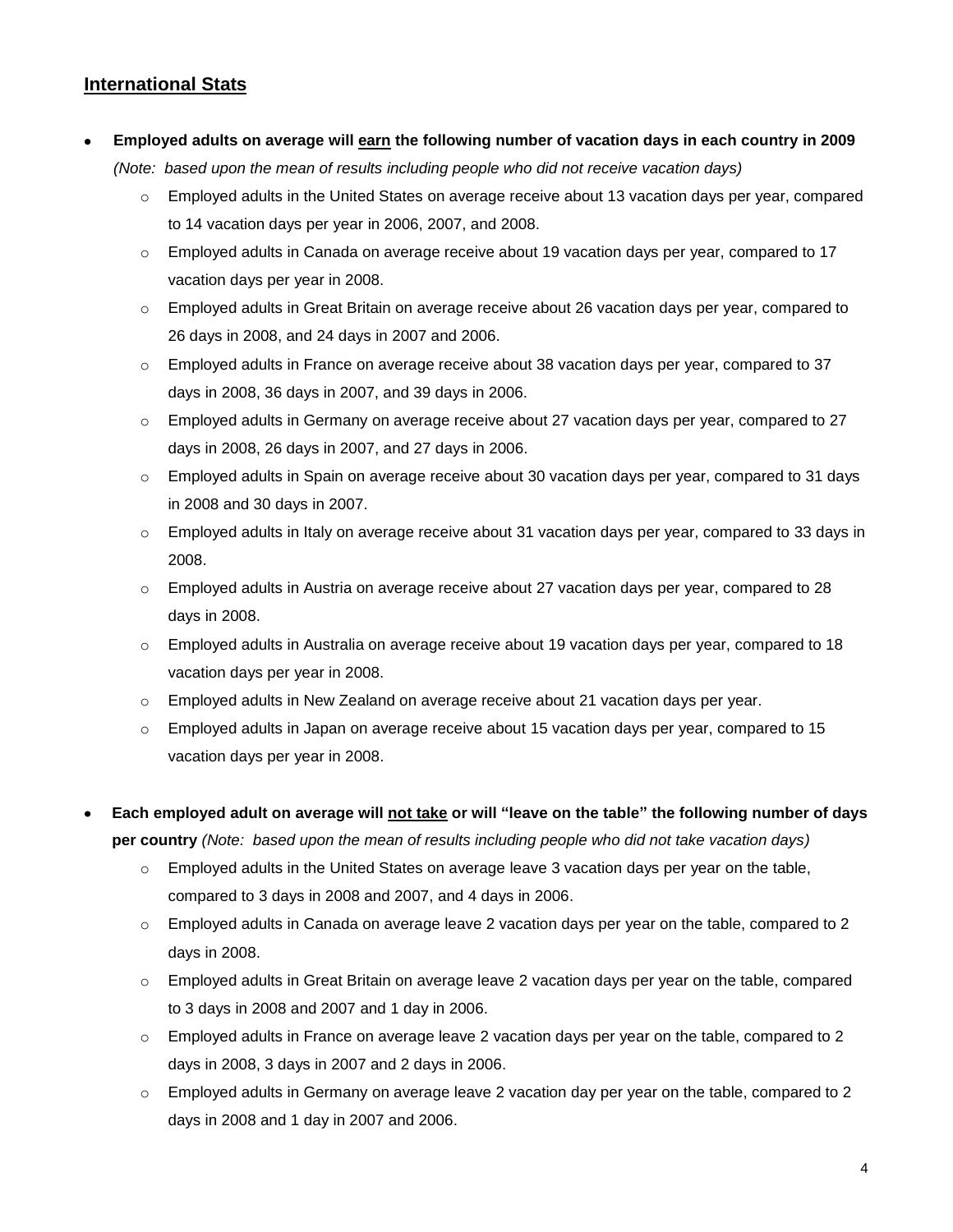## International Stats

- **Employed adults on average will earn the following number of vacation days in each country in 2009** *(Note: based upon the mean of results including people who did not receive vacation days)*
  - Employed adults in the United States on average receive about 13 vacation days per year, compared to 14 vacation days per year in 2006, 2007, and 2008.
  - Employed adults in Canada on average receive about 19 vacation days per year, compared to 17 vacation days per year in 2008.
  - Employed adults in Great Britain on average receive about 26 vacation days per year, compared to 26 days in 2008, and 24 days in 2007 and 2006.
  - Employed adults in France on average receive about 38 vacation days per year, compared to 37 days in 2008, 36 days in 2007, and 39 days in 2006.
  - Employed adults in Germany on average receive about 27 vacation days per year, compared to 27 days in 2008, 26 days in 2007, and 27 days in 2006.
  - Employed adults in Spain on average receive about 30 vacation days per year, compared to 31 days in 2008 and 30 days in 2007.
  - Employed adults in Italy on average receive about 31 vacation days per year, compared to 33 days in 2008.
  - Employed adults in Austria on average receive about 27 vacation days per year, compared to 28 days in 2008.
  - Employed adults in Australia on average receive about 19 vacation days per year, compared to 18 vacation days per year in 2008.
  - Employed adults in New Zealand on average receive about 21 vacation days per year.
  - Employed adults in Japan on average receive about 15 vacation days per year, compared to 15 vacation days per year in 2008.

- **Each employed adult on average will not take or will "leave on the table" the following number of days per country** *(Note: based upon the mean of results including people who did not take vacation days)*
  - Employed adults in the United States on average leave 3 vacation days per year on the table, compared to 3 days in 2008 and 2007, and 4 days in 2006.
  - Employed adults in Canada on average leave 2 vacation days per year on the table, compared to 2 days in 2008.
  - Employed adults in Great Britain on average leave 2 vacation days per year on the table, compared to 3 days in 2008 and 2007 and 1 day in 2006.
  - Employed adults in France on average leave 2 vacation days per year on the table, compared to 2 days in 2008, 3 days in 2007 and 2 days in 2006.
  - Employed adults in Germany on average leave 2 vacation day per year on the table, compared to 2 days in 2008 and 1 day in 2007 and 2006.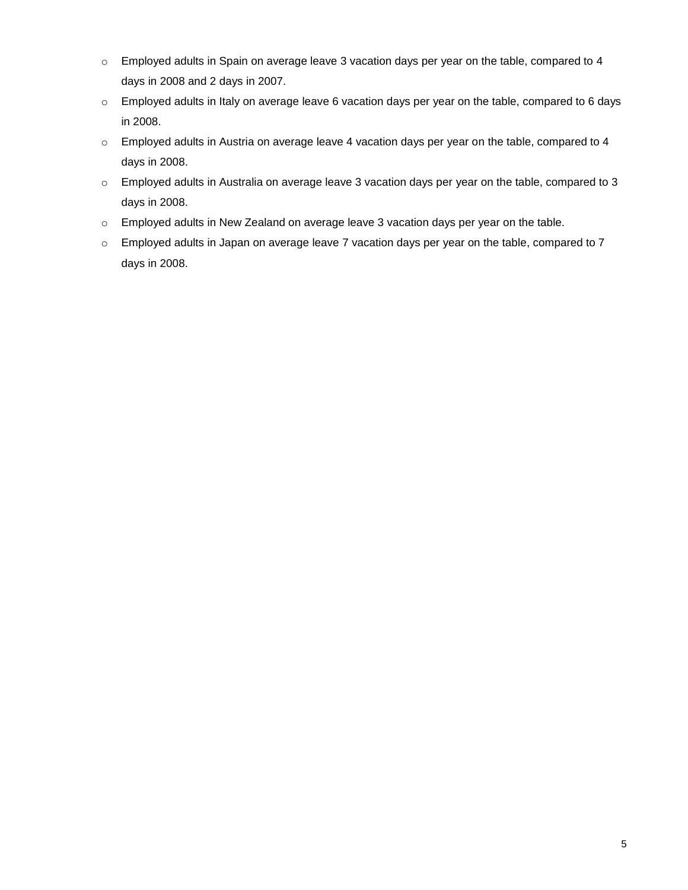- Employed adults in Spain on average leave 3 vacation days per year on the table, compared to 4 days in 2008 and 2 days in 2007.
- Employed adults in Italy on average leave 6 vacation days per year on the table, compared to 6 days in 2008.
- Employed adults in Austria on average leave 4 vacation days per year on the table, compared to 4 days in 2008.
- Employed adults in Australia on average leave 3 vacation days per year on the table, compared to 3 days in 2008.
- Employed adults in New Zealand on average leave 3 vacation days per year on the table.
- Employed adults in Japan on average leave 7 vacation days per year on the table, compared to 7 days in 2008.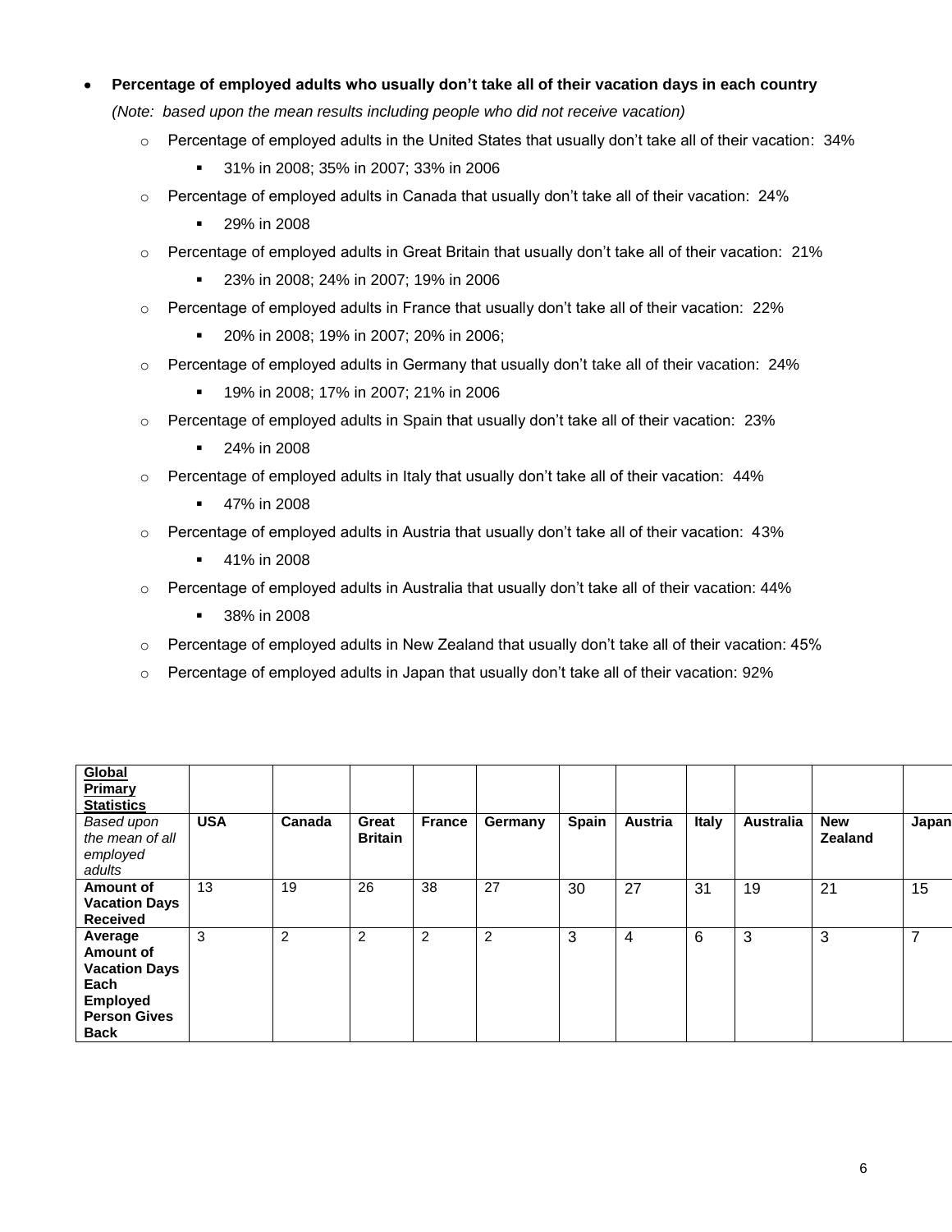- **Percentage of employed adults who usually don't take all of their vacation days in each country**

  *(Note: based upon the mean results including people who did not receive vacation)*

  - Percentage of employed adults in the United States that usually don't take all of their vacation: 34%
    - 31% in 2008; 35% in 2007; 33% in 2006
  - Percentage of employed adults in Canada that usually don't take all of their vacation: 24%
    - 29% in 2008
  - Percentage of employed adults in Great Britain that usually don't take all of their vacation: 21%
    - 23% in 2008; 24% in 2007; 19% in 2006
  - Percentage of employed adults in France that usually don't take all of their vacation: 22%
    - 20% in 2008; 19% in 2007; 20% in 2006;
  - Percentage of employed adults in Germany that usually don't take all of their vacation: 24%
    - 19% in 2008; 17% in 2007; 21% in 2006
  - Percentage of employed adults in Spain that usually don't take all of their vacation: 23%
    - 24% in 2008
  - Percentage of employed adults in Italy that usually don't take all of their vacation: 44%
    - 47% in 2008
  - Percentage of employed adults in Austria that usually don't take all of their vacation: 43%
    - 41% in 2008
  - Percentage of employed adults in Australia that usually don't take all of their vacation: 44%
    - 38% in 2008
  - Percentage of employed adults in New Zealand that usually don't take all of their vacation: 45%
  - Percentage of employed adults in Japan that usually don't take all of their vacation: 92%

| **Global Primary Statistics** | | | | | | | | | | | |
|---|---|---|---|---|---|---|---|---|---|---|---|
| *Based upon the mean of all employed adults* | **USA** | **Canada** | **Great Britain** | **France** | **Germany** | **Spain** | **Austria** | **Italy** | **Australia** | **New Zealand** | **Japan** |
| **Amount of Vacation Days Received** | 13 | 19 | 26 | 38 | 27 | 30 | 27 | 31 | 19 | 21 | 15 |
| **Average Amount of Vacation Days Each Employed Person Gives Back** | 3 | 2 | 2 | 2 | 2 | 3 | 4 | 6 | 3 | 3 | 7 |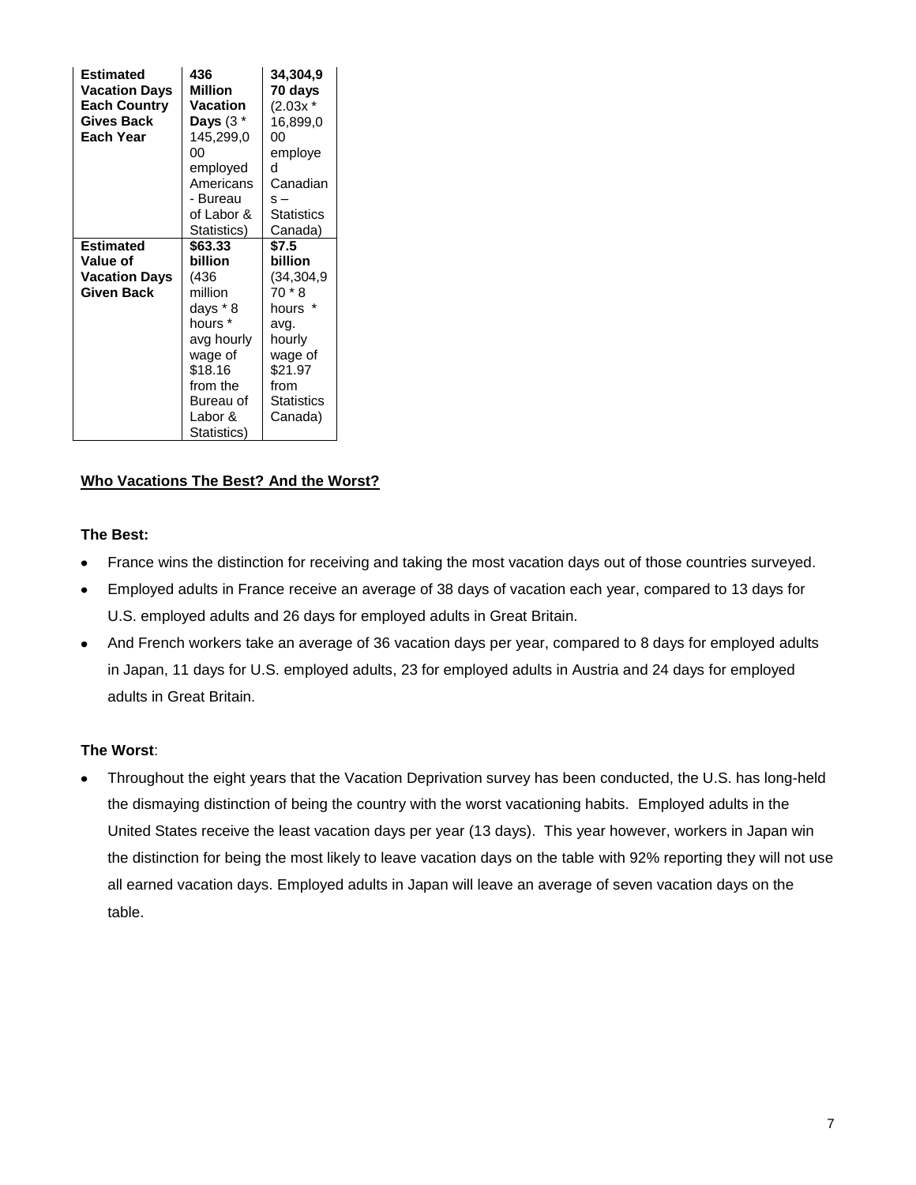| **Estimated Vacation Days Each Country Gives Back Each Year** | **436 Million Vacation Days** (3 * 145,299,000 employed Americans - Bureau of Labor & Statistics) | **34,304,970 days** (2.03x * 16,899,000 employed Canadians – Statistics Canada) |
|---|---|---|
| **Estimated Value of Vacation Days Given Back** | **$63.33 billion** (436 million days * 8 hours * avg hourly wage of $18.16 from the Bureau of Labor & Statistics) | **$7.5 billion** (34,304,970 * 8 hours * avg. hourly wage of $21.97 from Statistics Canada) |

**Who Vacations The Best? And the Worst?**

**The Best:**

- France wins the distinction for receiving and taking the most vacation days out of those countries surveyed.
- Employed adults in France receive an average of 38 days of vacation each year, compared to 13 days for U.S. employed adults and 26 days for employed adults in Great Britain.
- And French workers take an average of 36 vacation days per year, compared to 8 days for employed adults in Japan, 11 days for U.S. employed adults, 23 for employed adults in Austria and 24 days for employed adults in Great Britain.

**The Worst**:

- Throughout the eight years that the Vacation Deprivation survey has been conducted, the U.S. has long-held the dismaying distinction of being the country with the worst vacationing habits. Employed adults in the United States receive the least vacation days per year (13 days). This year however, workers in Japan win the distinction for being the most likely to leave vacation days on the table with 92% reporting they will not use all earned vacation days. Employed adults in Japan will leave an average of seven vacation days on the table.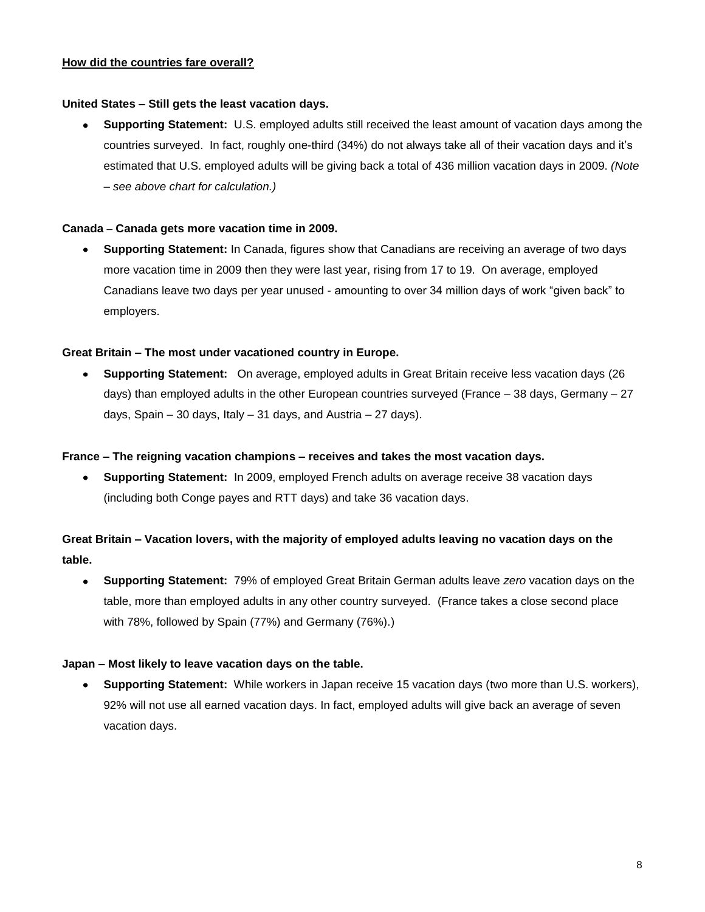**How did the countries fare overall?**

**United States – Still gets the least vacation days.**

- **Supporting Statement:** U.S. employed adults still received the least amount of vacation days among the countries surveyed. In fact, roughly one-third (34%) do not always take all of their vacation days and it's estimated that U.S. employed adults will be giving back a total of 436 million vacation days in 2009. *(Note – see above chart for calculation.)*

**Canada – Canada gets more vacation time in 2009.**

- **Supporting Statement:** In Canada, figures show that Canadians are receiving an average of two days more vacation time in 2009 then they were last year, rising from 17 to 19. On average, employed Canadians leave two days per year unused - amounting to over 34 million days of work "given back" to employers.

**Great Britain – The most under vacationed country in Europe.**

- **Supporting Statement:** On average, employed adults in Great Britain receive less vacation days (26 days) than employed adults in the other European countries surveyed (France – 38 days, Germany – 27 days, Spain – 30 days, Italy – 31 days, and Austria – 27 days).

**France – The reigning vacation champions – receives and takes the most vacation days.**

- **Supporting Statement:** In 2009, employed French adults on average receive 38 vacation days (including both Conge payes and RTT days) and take 36 vacation days.

**Great Britain – Vacation lovers, with the majority of employed adults leaving no vacation days on the table.**

- **Supporting Statement:** 79% of employed Great Britain German adults leave *zero* vacation days on the table, more than employed adults in any other country surveyed. (France takes a close second place with 78%, followed by Spain (77%) and Germany (76%).)

**Japan – Most likely to leave vacation days on the table.**

- **Supporting Statement:** While workers in Japan receive 15 vacation days (two more than U.S. workers), 92% will not use all earned vacation days. In fact, employed adults will give back an average of seven vacation days.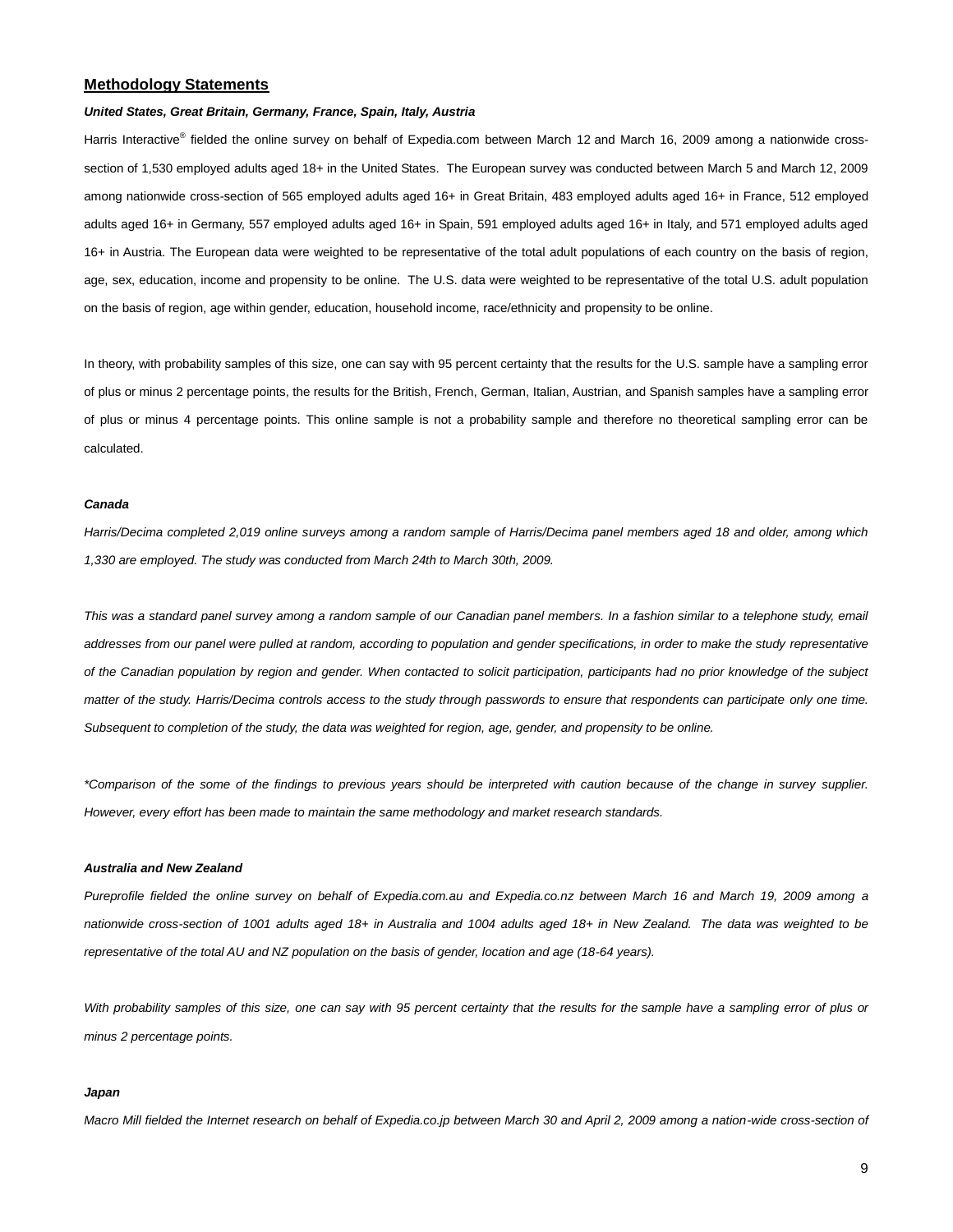## Methodology Statements

***United States, Great Britain, Germany, France, Spain, Italy, Austria***

Harris Interactive® fielded the online survey on behalf of Expedia.com between March 12 and March 16, 2009 among a nationwide cross-section of 1,530 employed adults aged 18+ in the United States. The European survey was conducted between March 5 and March 12, 2009 among nationwide cross-section of 565 employed adults aged 16+ in Great Britain, 483 employed adults aged 16+ in France, 512 employed adults aged 16+ in Germany, 557 employed adults aged 16+ in Spain, 591 employed adults aged 16+ in Italy, and 571 employed adults aged 16+ in Austria. The European data were weighted to be representative of the total adult populations of each country on the basis of region, age, sex, education, income and propensity to be online. The U.S. data were weighted to be representative of the total U.S. adult population on the basis of region, age within gender, education, household income, race/ethnicity and propensity to be online.

In theory, with probability samples of this size, one can say with 95 percent certainty that the results for the U.S. sample have a sampling error of plus or minus 2 percentage points, the results for the British, French, German, Italian, Austrian, and Spanish samples have a sampling error of plus or minus 4 percentage points. This online sample is not a probability sample and therefore no theoretical sampling error can be calculated.

***Canada***

*Harris/Decima completed 2,019 online surveys among a random sample of Harris/Decima panel members aged 18 and older, among which 1,330 are employed. The study was conducted from March 24th to March 30th, 2009.*

*This was a standard panel survey among a random sample of our Canadian panel members. In a fashion similar to a telephone study, email addresses from our panel were pulled at random, according to population and gender specifications, in order to make the study representative of the Canadian population by region and gender. When contacted to solicit participation, participants had no prior knowledge of the subject matter of the study. Harris/Decima controls access to the study through passwords to ensure that respondents can participate only one time. Subsequent to completion of the study, the data was weighted for region, age, gender, and propensity to be online.*

*\*Comparison of the some of the findings to previous years should be interpreted with caution because of the change in survey supplier. However, every effort has been made to maintain the same methodology and market research standards.*

***Australia and New Zealand***

*Pureprofile fielded the online survey on behalf of Expedia.com.au and Expedia.co.nz between March 16 and March 19, 2009 among a nationwide cross-section of 1001 adults aged 18+ in Australia and 1004 adults aged 18+ in New Zealand. The data was weighted to be representative of the total AU and NZ population on the basis of gender, location and age (18-64 years).*

*With probability samples of this size, one can say with 95 percent certainty that the results for the sample have a sampling error of plus or minus 2 percentage points.*

***Japan***

*Macro Mill fielded the Internet research on behalf of Expedia.co.jp between March 30 and April 2, 2009 among a nation-wide cross-section of*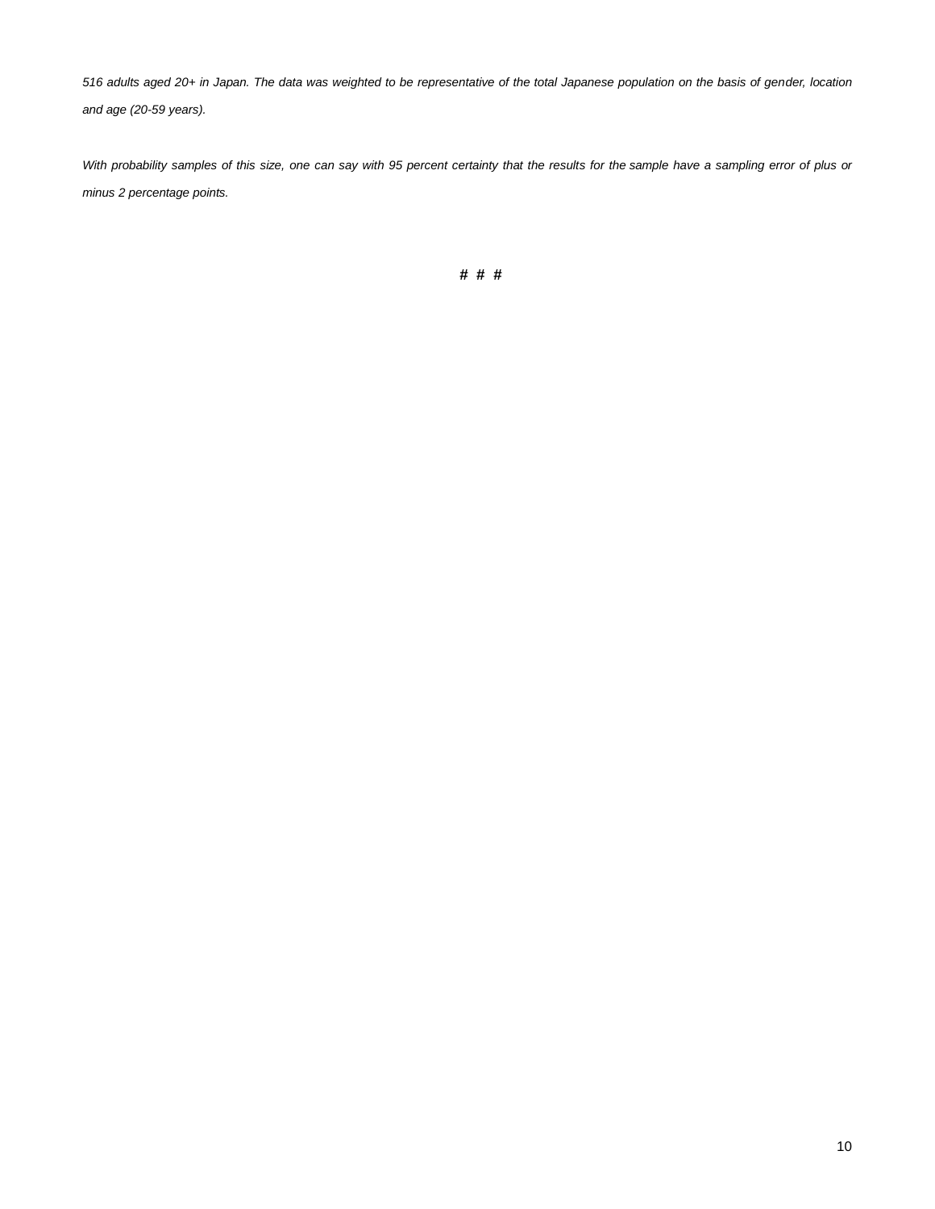*516 adults aged 20+ in Japan. The data was weighted to be representative of the total Japanese population on the basis of gender, location and age (20-59 years).*

*With probability samples of this size, one can say with 95 percent certainty that the results for the sample have a sampling error of plus or minus 2 percentage points.*

# # #